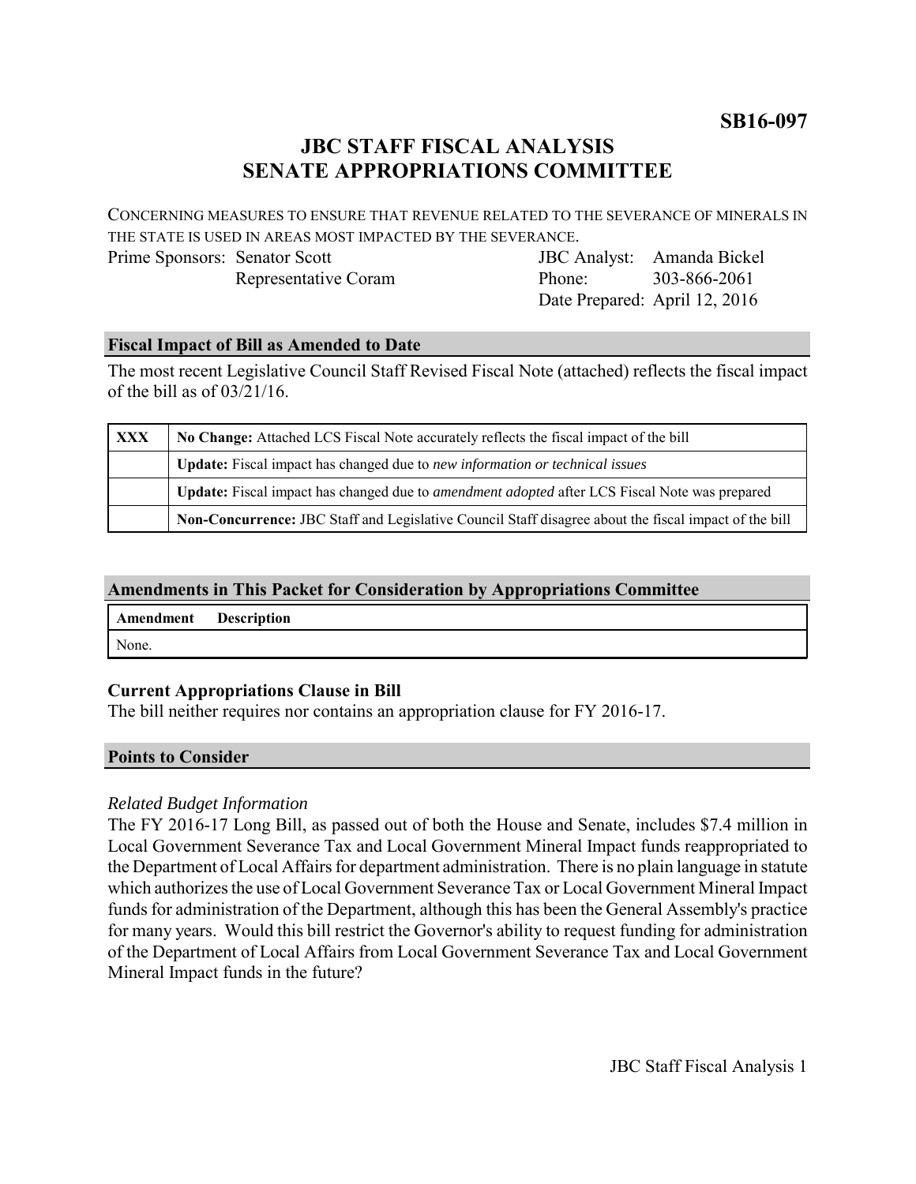**SB16-097**

# JBC STAFF FISCAL ANALYSIS
# SENATE APPROPRIATIONS COMMITTEE

CONCERNING MEASURES TO ENSURE THAT REVENUE RELATED TO THE SEVERANCE OF MINERALS IN THE STATE IS USED IN AREAS MOST IMPACTED BY THE SEVERANCE.

| | | | |
|---|---|---|---|
| Prime Sponsors: | Senator Scott | JBC Analyst: | Amanda Bickel |
| | Representative Coram | Phone: | 303-866-2061 |
| | | Date Prepared: | April 12, 2016 |

## Fiscal Impact of Bill as Amended to Date

The most recent Legislative Council Staff Revised Fiscal Note (attached) reflects the fiscal impact of the bill as of 03/21/16.

| | |
|---|---|
| XXX | **No Change:** Attached LCS Fiscal Note accurately reflects the fiscal impact of the bill |
| | **Update:** Fiscal impact has changed due to *new information or technical issues* |
| | **Update:** Fiscal impact has changed due to *amendment adopted* after LCS Fiscal Note was prepared |
| | **Non-Concurrence:** JBC Staff and Legislative Council Staff disagree about the fiscal impact of the bill |

## Amendments in This Packet for Consideration by Appropriations Committee

| Amendment | Description |
|---|---|
| None. | |

### Current Appropriations Clause in Bill

The bill neither requires nor contains an appropriation clause for FY 2016-17.

## Points to Consider

*Related Budget Information*

The FY 2016-17 Long Bill, as passed out of both the House and Senate, includes $7.4 million in Local Government Severance Tax and Local Government Mineral Impact funds reappropriated to the Department of Local Affairs for department administration. There is no plain language in statute which authorizes the use of Local Government Severance Tax or Local Government Mineral Impact funds for administration of the Department, although this has been the General Assembly's practice for many years. Would this bill restrict the Governor's ability to request funding for administration of the Department of Local Affairs from Local Government Severance Tax and Local Government Mineral Impact funds in the future?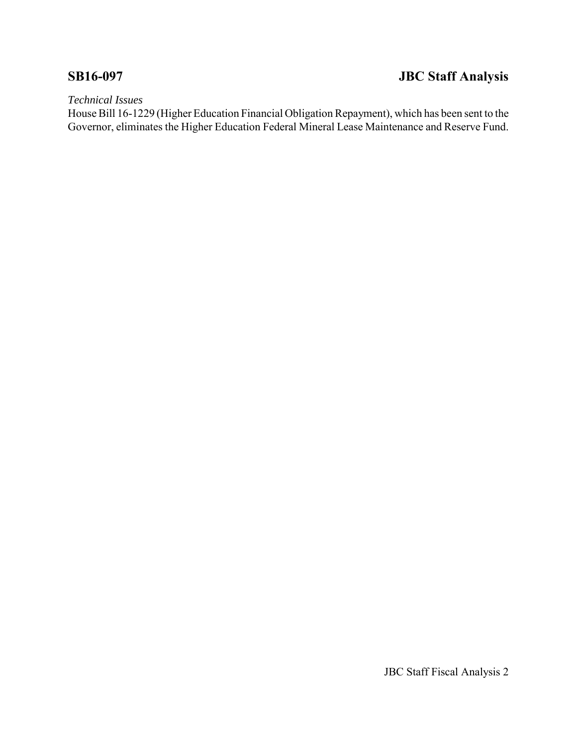*Technical Issues*

House Bill 16-1229 (Higher Education Financial Obligation Repayment), which has been sent to the Governor, eliminates the Higher Education Federal Mineral Lease Maintenance and Reserve Fund.